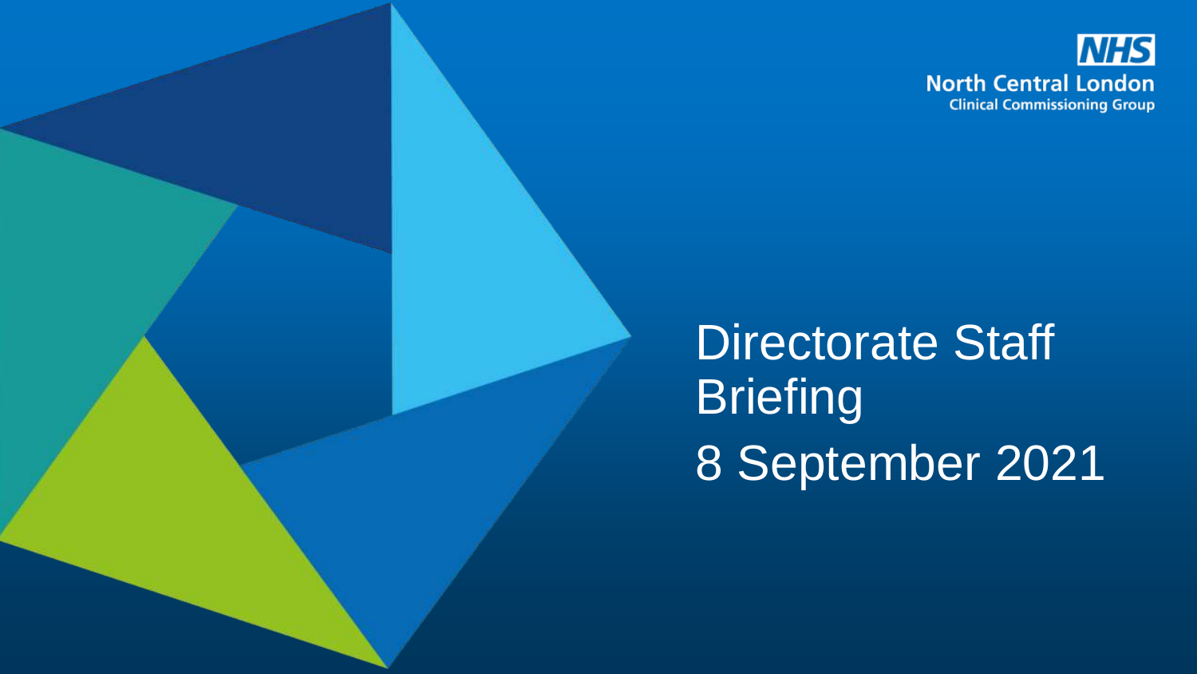NHS
North Central London
Clinical Commissioning Group

# Directorate Staff Briefing

8 September 2021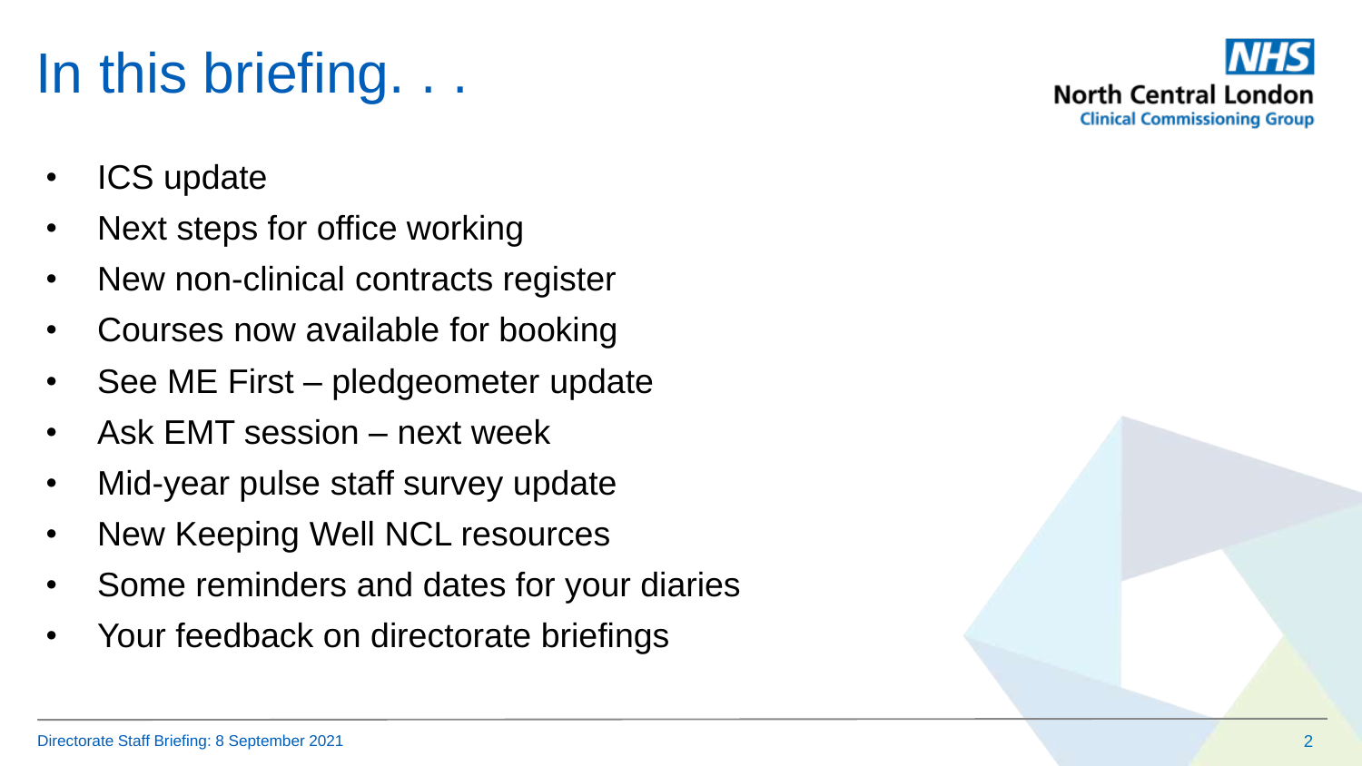# In this briefing. . .

- ICS update
- Next steps for office working
- New non-clinical contracts register
- Courses now available for booking
- See ME First – pledgeometer update
- Ask EMT session – next week
- Mid-year pulse staff survey update
- New Keeping Well NCL resources
- Some reminders and dates for your diaries
- Your feedback on directorate briefings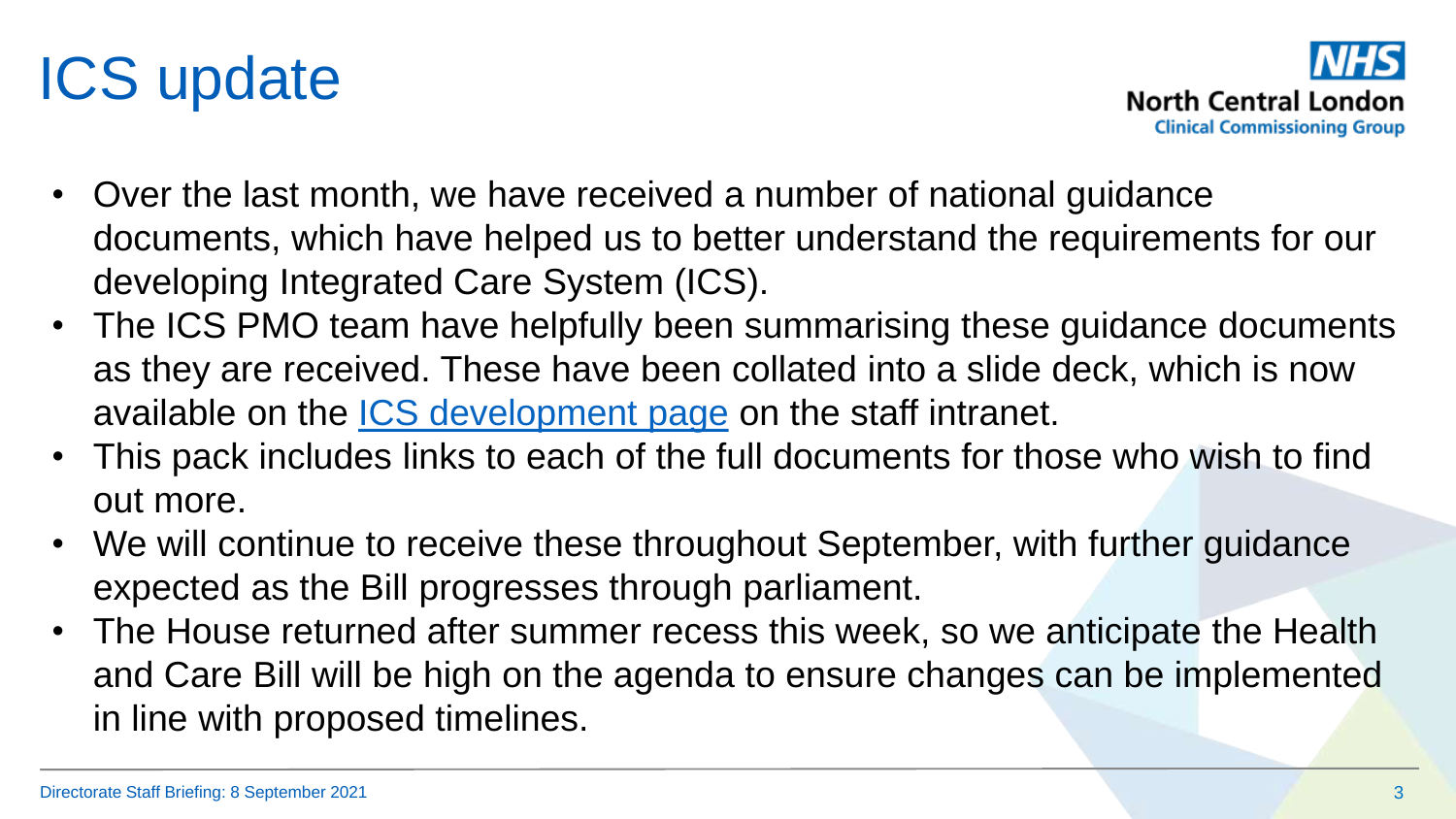# ICS update

- Over the last month, we have received a number of national guidance documents, which have helped us to better understand the requirements for our developing Integrated Care System (ICS).
- The ICS PMO team have helpfully been summarising these guidance documents as they are received. These have been collated into a slide deck, which is now available on the ICS development page on the staff intranet.
- This pack includes links to each of the full documents for those who wish to find out more.
- We will continue to receive these throughout September, with further guidance expected as the Bill progresses through parliament.
- The House returned after summer recess this week, so we anticipate the Health and Care Bill will be high on the agenda to ensure changes can be implemented in line with proposed timelines.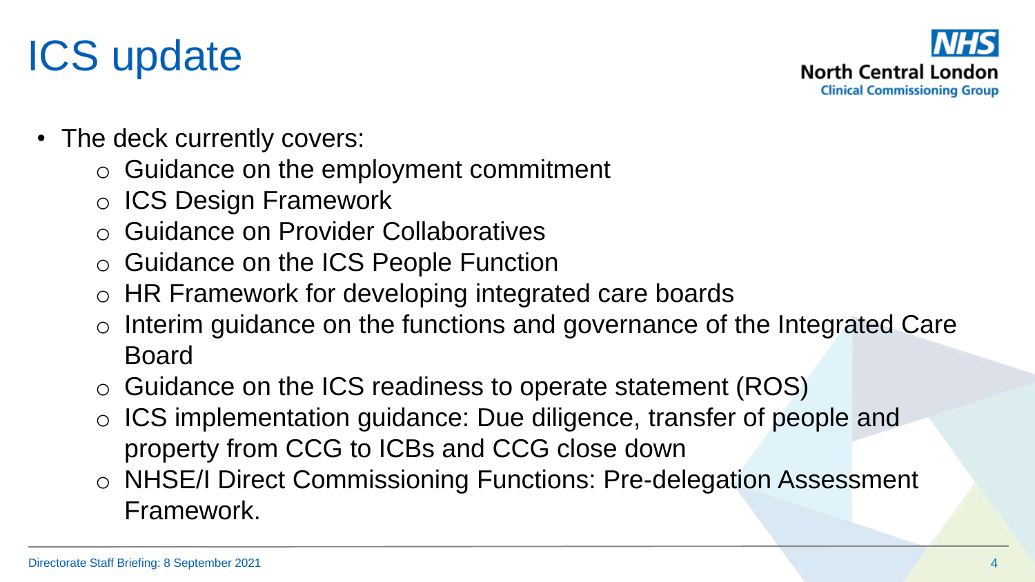# ICS update

- The deck currently covers:
  - Guidance on the employment commitment
  - ICS Design Framework
  - Guidance on Provider Collaboratives
  - Guidance on the ICS People Function
  - HR Framework for developing integrated care boards
  - Interim guidance on the functions and governance of the Integrated Care Board
  - Guidance on the ICS readiness to operate statement (ROS)
  - ICS implementation guidance: Due diligence, transfer of people and property from CCG to ICBs and CCG close down
  - NHSE/I Direct Commissioning Functions: Pre-delegation Assessment Framework.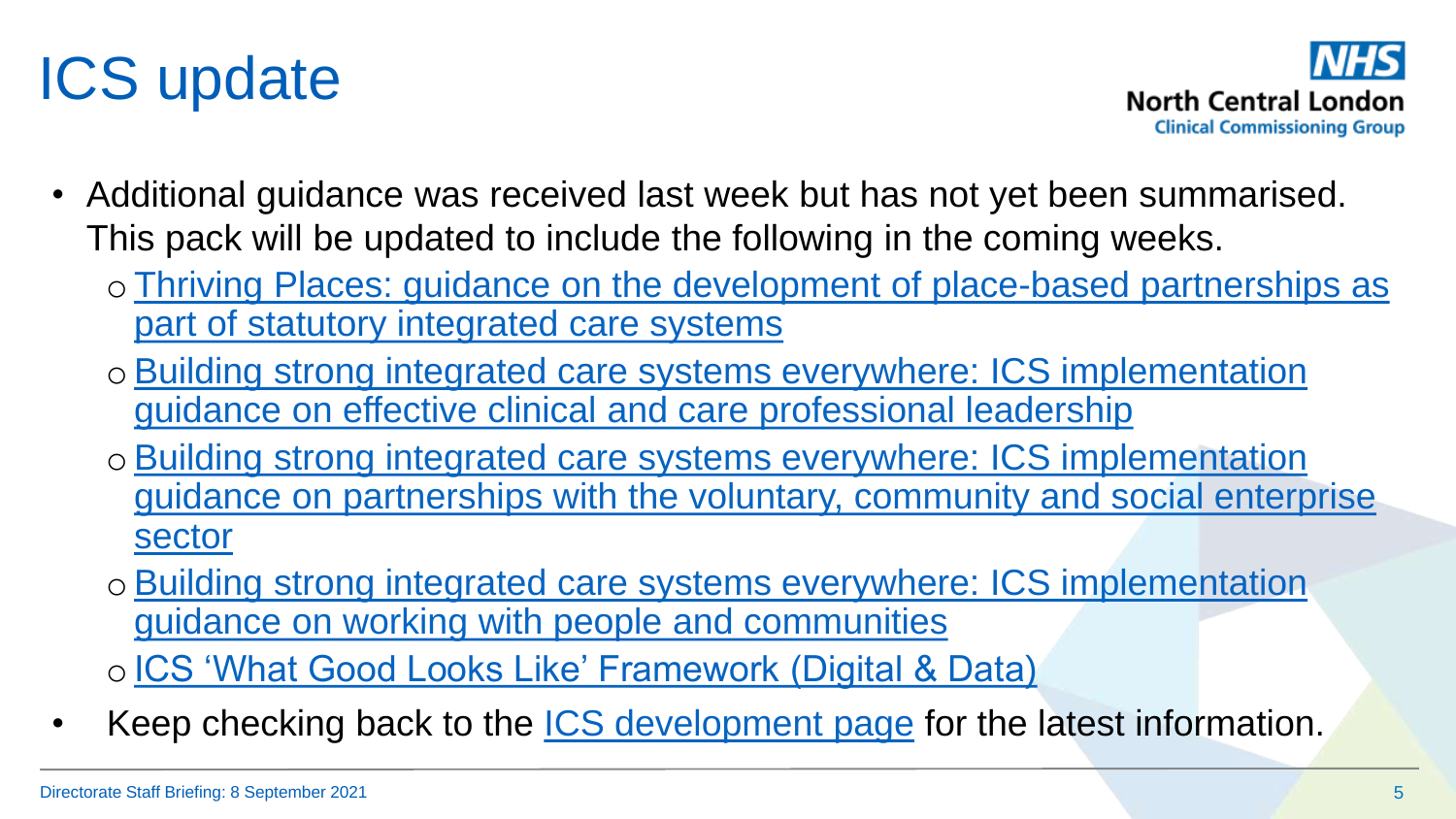# ICS update

- Additional guidance was received last week but has not yet been summarised. This pack will be updated to include the following in the coming weeks.
  - Thriving Places: guidance on the development of place-based partnerships as part of statutory integrated care systems
  - Building strong integrated care systems everywhere: ICS implementation guidance on effective clinical and care professional leadership
  - Building strong integrated care systems everywhere: ICS implementation guidance on partnerships with the voluntary, community and social enterprise sector
  - Building strong integrated care systems everywhere: ICS implementation guidance on working with people and communities
  - ICS 'What Good Looks Like' Framework (Digital & Data)
- Keep checking back to the ICS development page for the latest information.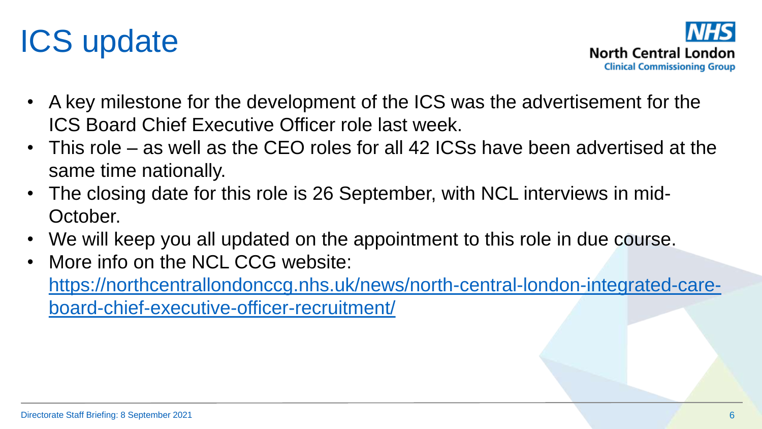# ICS update

- A key milestone for the development of the ICS was the advertisement for the ICS Board Chief Executive Officer role last week.
- This role – as well as the CEO roles for all 42 ICSs have been advertised at the same time nationally.
- The closing date for this role is 26 September, with NCL interviews in mid-October.
- We will keep you all updated on the appointment to this role in due course.
- More info on the NCL CCG website: [https://northcentrallondonccg.nhs.uk/news/north-central-london-integrated-care-board-chief-executive-officer-recruitment/](https://northcentrallondonccg.nhs.uk/news/north-central-london-integrated-care-board-chief-executive-officer-recruitment/)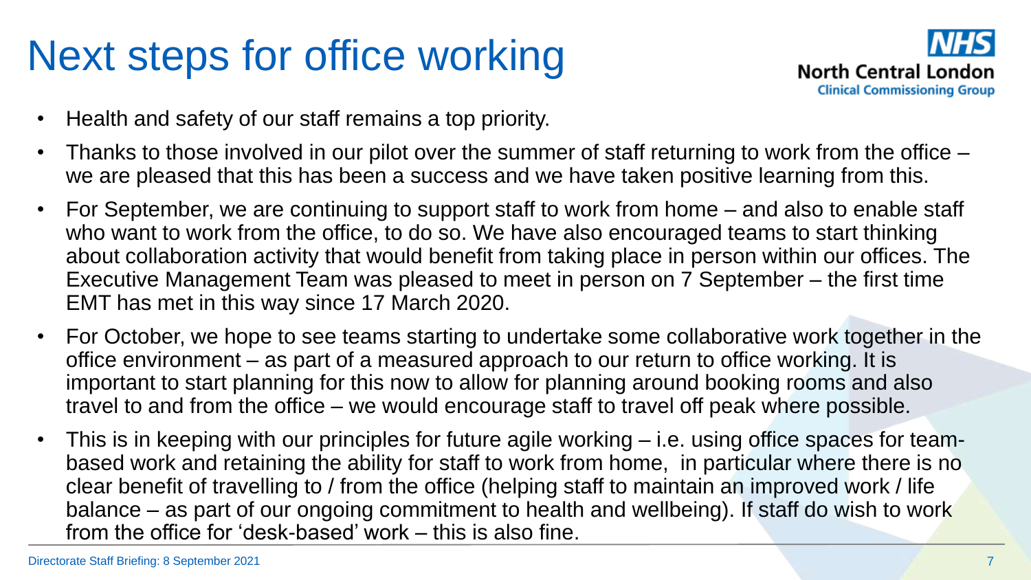# Next steps for office working

- Health and safety of our staff remains a top priority.
- Thanks to those involved in our pilot over the summer of staff returning to work from the office – we are pleased that this has been a success and we have taken positive learning from this.
- For September, we are continuing to support staff to work from home – and also to enable staff who want to work from the office, to do so. We have also encouraged teams to start thinking about collaboration activity that would benefit from taking place in person within our offices. The Executive Management Team was pleased to meet in person on 7 September – the first time EMT has met in this way since 17 March 2020.
- For October, we hope to see teams starting to undertake some collaborative work together in the office environment – as part of a measured approach to our return to office working. It is important to start planning for this now to allow for planning around booking rooms and also travel to and from the office – we would encourage staff to travel off peak where possible.
- This is in keeping with our principles for future agile working – i.e. using office spaces for team-based work and retaining the ability for staff to work from home, in particular where there is no clear benefit of travelling to / from the office (helping staff to maintain an improved work / life balance – as part of our ongoing commitment to health and wellbeing). If staff do wish to work from the office for 'desk-based' work – this is also fine.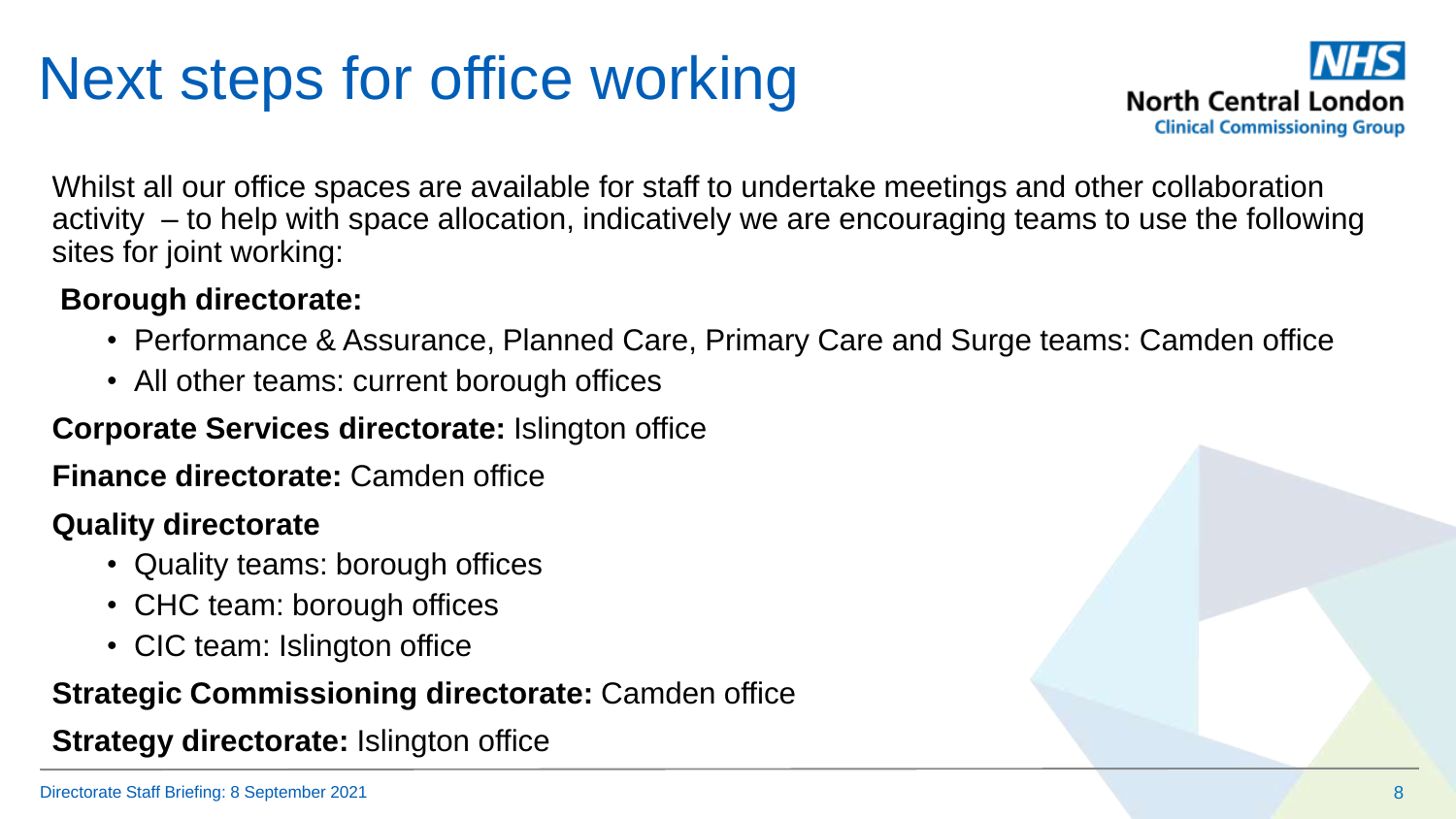# Next steps for office working

Whilst all our office spaces are available for staff to undertake meetings and other collaboration activity – to help with space allocation, indicatively we are encouraging teams to use the following sites for joint working:

**Borough directorate:**

- Performance & Assurance, Planned Care, Primary Care and Surge teams: Camden office
- All other teams: current borough offices

**Corporate Services directorate:** Islington office

**Finance directorate:** Camden office

**Quality directorate**

- Quality teams: borough offices
- CHC team: borough offices
- CIC team: Islington office

**Strategic Commissioning directorate:** Camden office

**Strategy directorate:** Islington office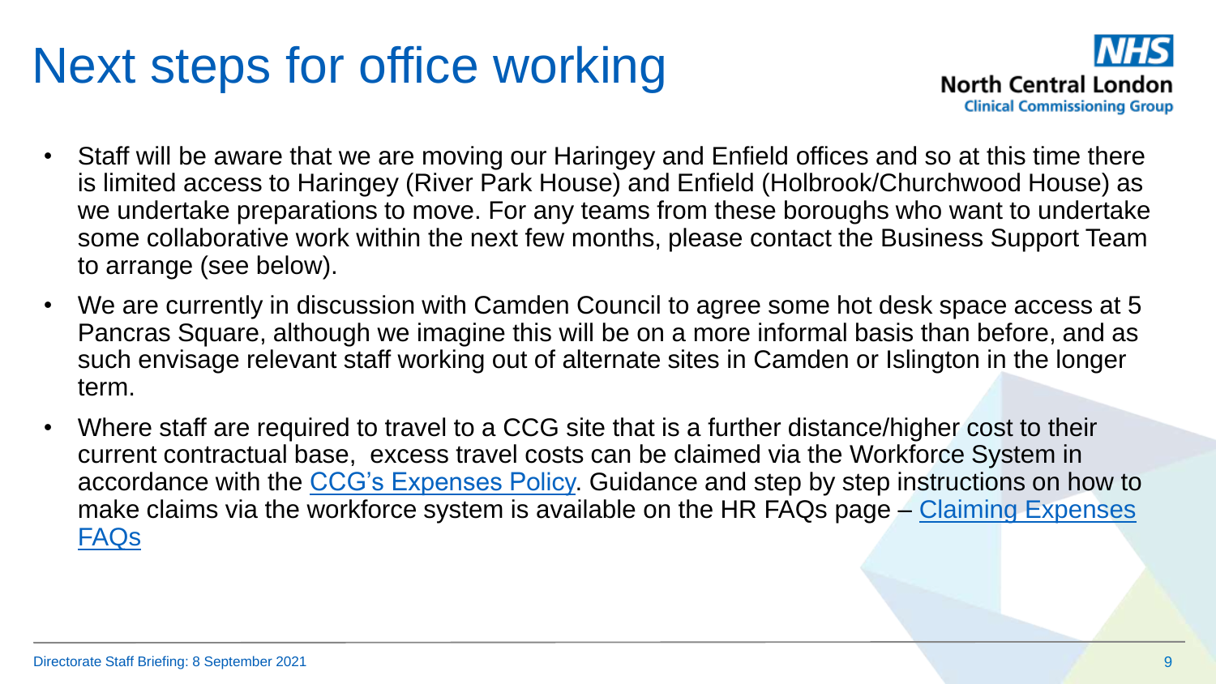# Next steps for office working

- Staff will be aware that we are moving our Haringey and Enfield offices and so at this time there is limited access to Haringey (River Park House) and Enfield (Holbrook/Churchwood House) as we undertake preparations to move. For any teams from these boroughs who want to undertake some collaborative work within the next few months, please contact the Business Support Team to arrange (see below).
- We are currently in discussion with Camden Council to agree some hot desk space access at 5 Pancras Square, although we imagine this will be on a more informal basis than before, and as such envisage relevant staff working out of alternate sites in Camden or Islington in the longer term.
- Where staff are required to travel to a CCG site that is a further distance/higher cost to their current contractual base, excess travel costs can be claimed via the Workforce System in accordance with the CCG's Expenses Policy. Guidance and step by step instructions on how to make claims via the workforce system is available on the HR FAQs page – Claiming Expenses FAQs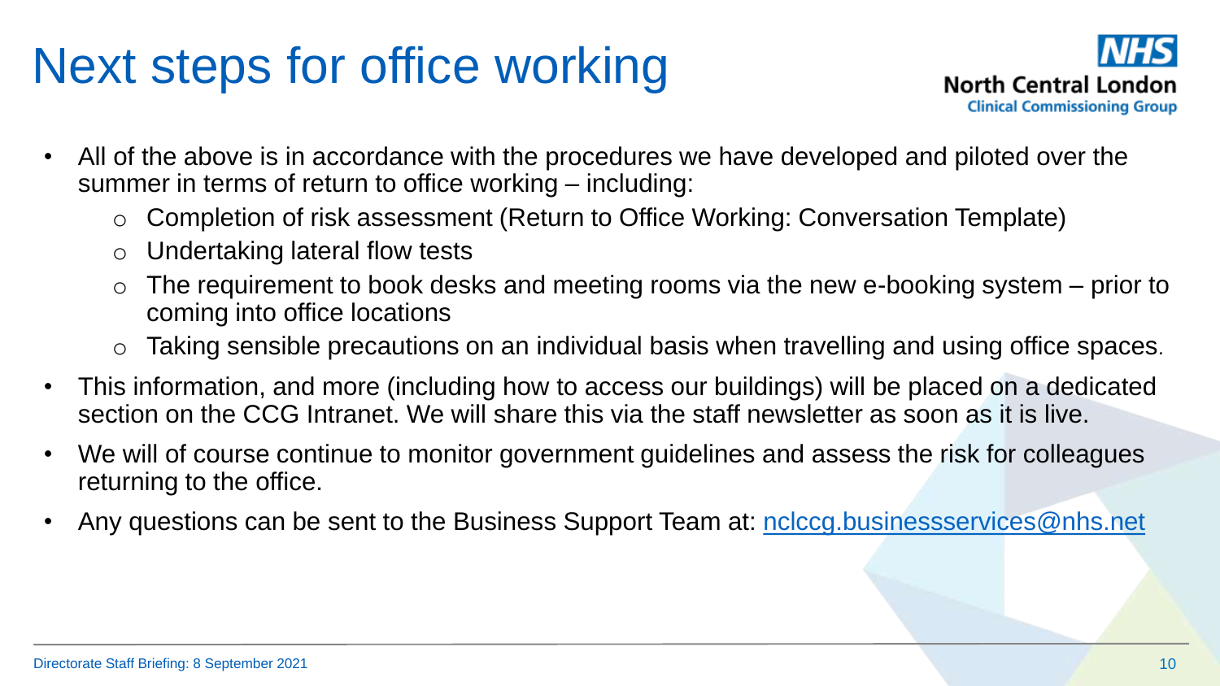# Next steps for office working

NHS North Central London Clinical Commissioning Group

- All of the above is in accordance with the procedures we have developed and piloted over the summer in terms of return to office working – including:
  - Completion of risk assessment (Return to Office Working: Conversation Template)
  - Undertaking lateral flow tests
  - The requirement to book desks and meeting rooms via the new e-booking system – prior to coming into office locations
  - Taking sensible precautions on an individual basis when travelling and using office spaces.
- This information, and more (including how to access our buildings) will be placed on a dedicated section on the CCG Intranet. We will share this via the staff newsletter as soon as it is live.
- We will of course continue to monitor government guidelines and assess the risk for colleagues returning to the office.
- Any questions can be sent to the Business Support Team at: [nclccg.businessservices@nhs.net](mailto:nclccg.businessservices@nhs.net)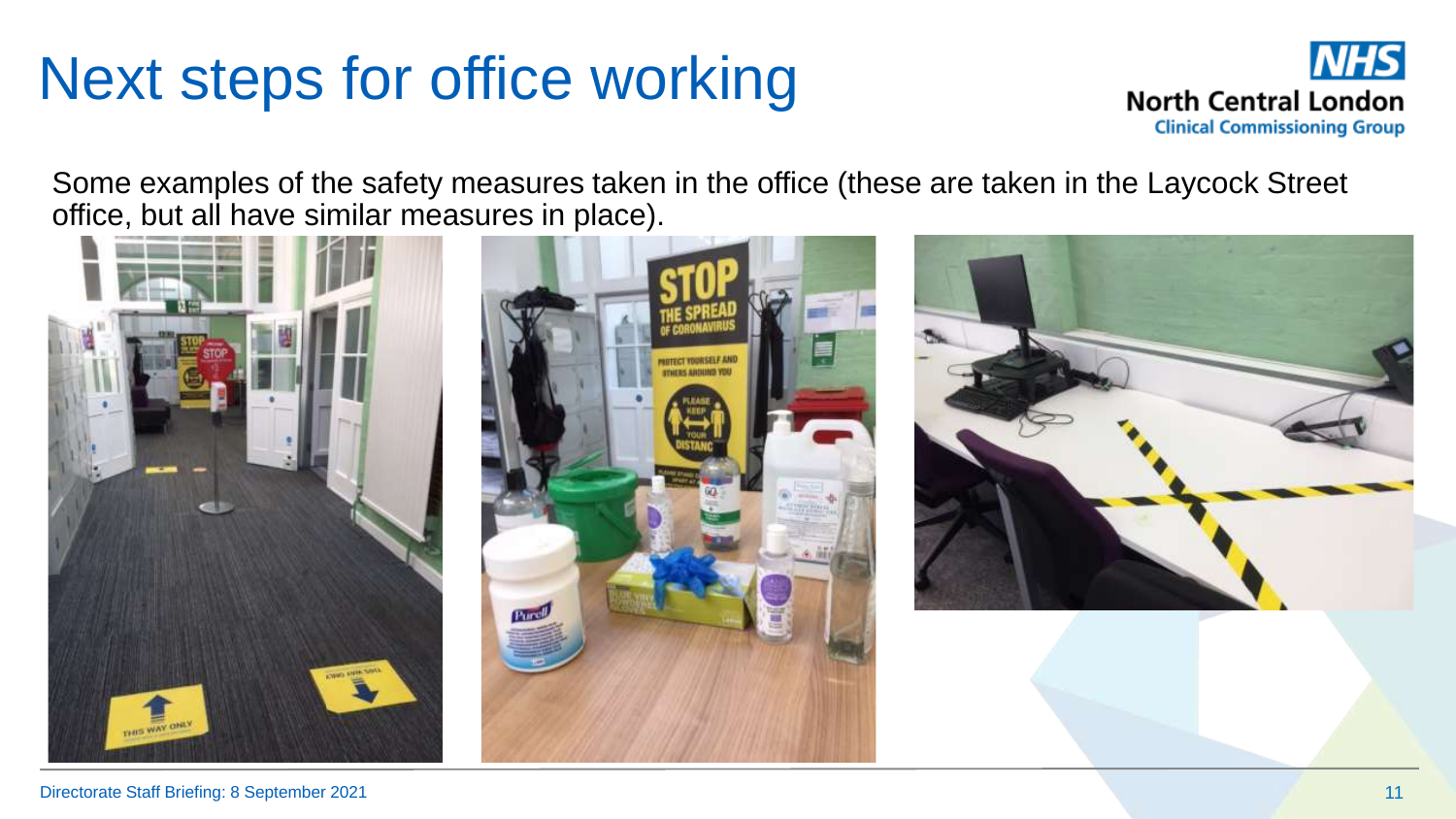# Next steps for office working

Some examples of the safety measures taken in the office (these are taken in the Laycock Street office, but all have similar measures in place).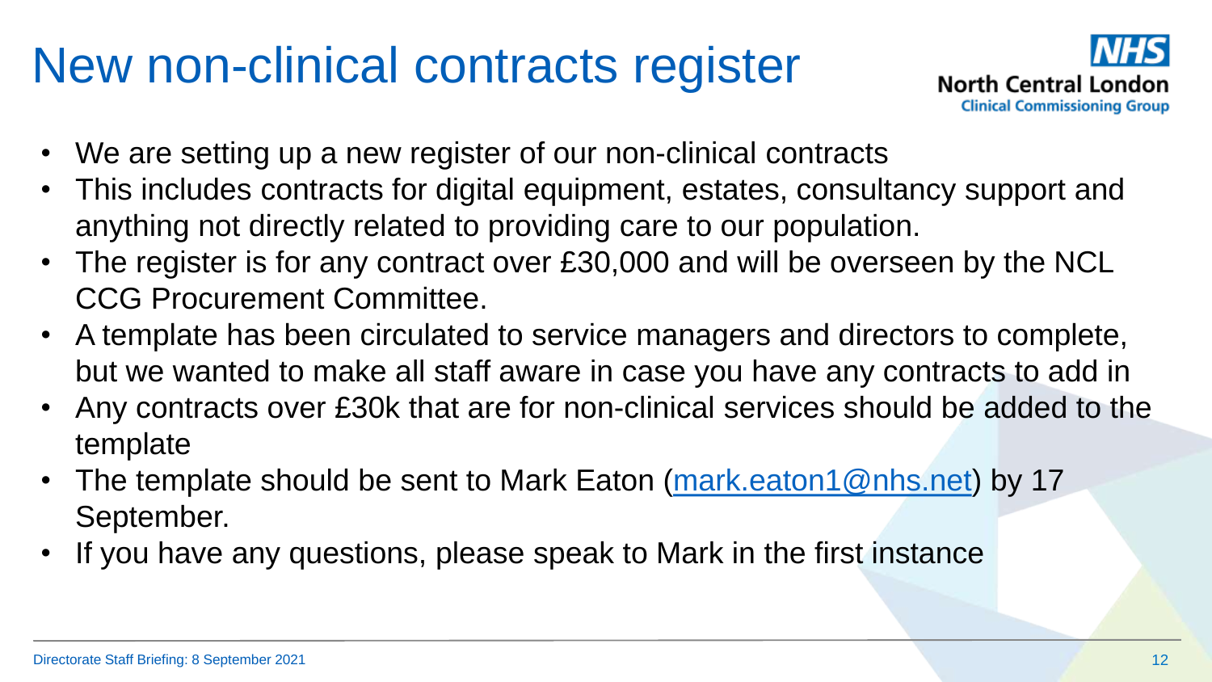# New non-clinical contracts register

- We are setting up a new register of our non-clinical contracts
- This includes contracts for digital equipment, estates, consultancy support and anything not directly related to providing care to our population.
- The register is for any contract over £30,000 and will be overseen by the NCL CCG Procurement Committee.
- A template has been circulated to service managers and directors to complete, but we wanted to make all staff aware in case you have any contracts to add in
- Any contracts over £30k that are for non-clinical services should be added to the template
- The template should be sent to Mark Eaton (mark.eaton1@nhs.net) by 17 September.
- If you have any questions, please speak to Mark in the first instance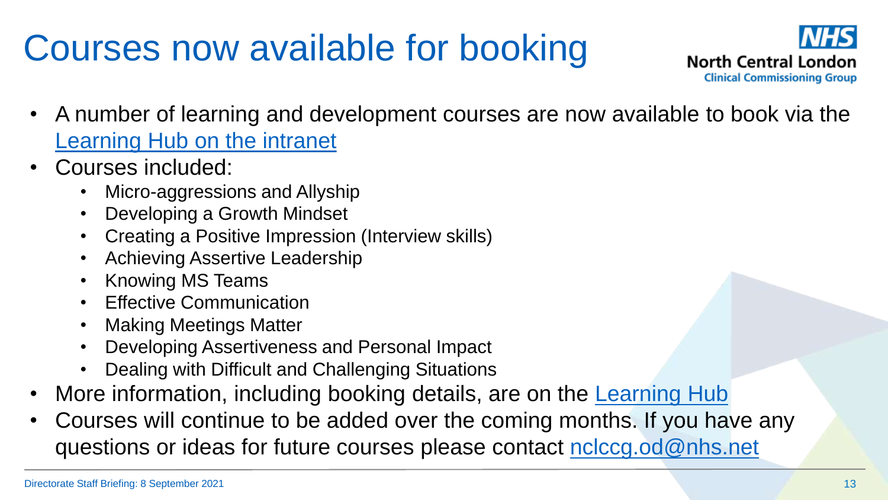# Courses now available for booking

NHS North Central London Clinical Commissioning Group

- A number of learning and development courses are now available to book via the Learning Hub on the intranet
- Courses included:
  - Micro-aggressions and Allyship
  - Developing a Growth Mindset
  - Creating a Positive Impression (Interview skills)
  - Achieving Assertive Leadership
  - Knowing MS Teams
  - Effective Communication
  - Making Meetings Matter
  - Developing Assertiveness and Personal Impact
  - Dealing with Difficult and Challenging Situations
- More information, including booking details, are on the Learning Hub
- Courses will continue to be added over the coming months. If you have any questions or ideas for future courses please contact nclccg.od@nhs.net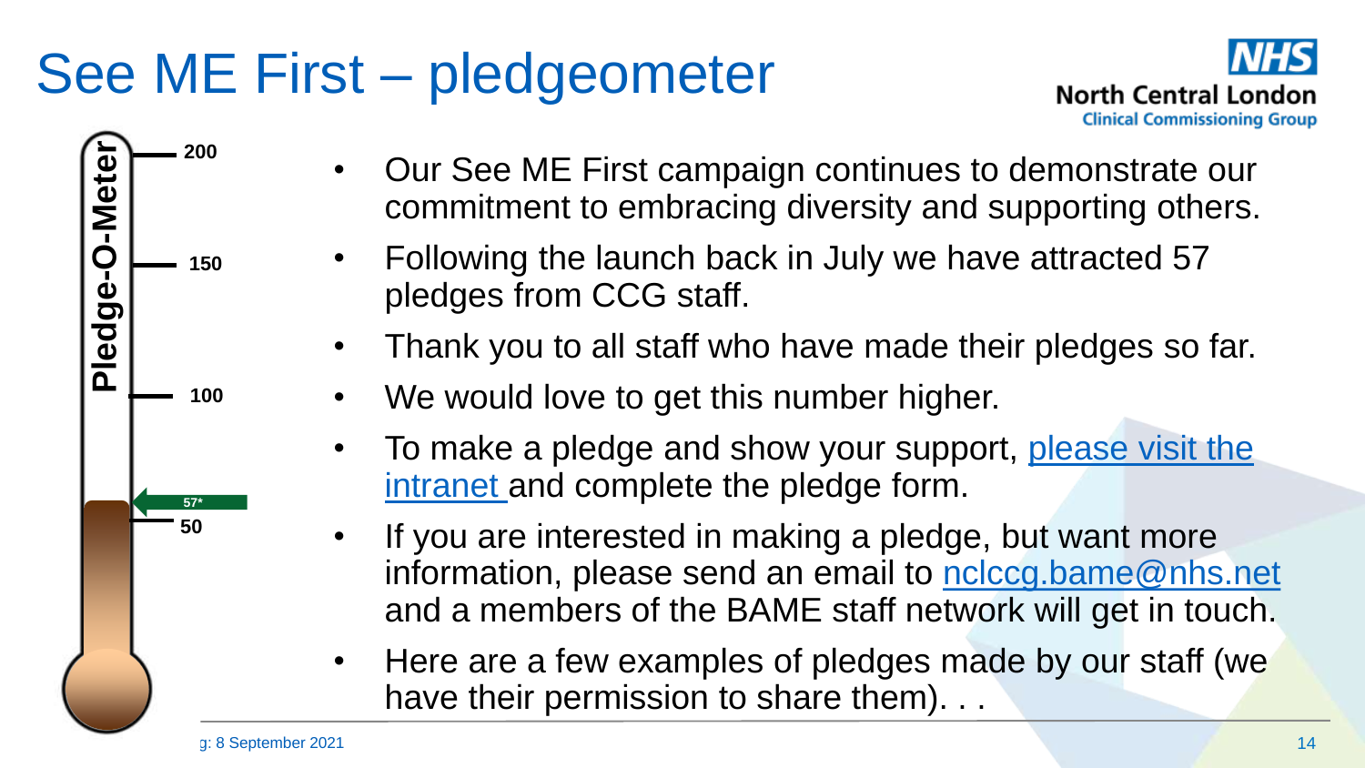# See ME First – pledgeometer

**Pledge-O-Meter**

200

150

100

57*

50

- Our See ME First campaign continues to demonstrate our commitment to embracing diversity and supporting others.
- Following the launch back in July we have attracted 57 pledges from CCG staff.
- Thank you to all staff who have made their pledges so far.
- We would love to get this number higher.
- To make a pledge and show your support, please visit the intranet and complete the pledge form.
- If you are interested in making a pledge, but want more information, please send an email to nclccg.bame@nhs.net and a members of the BAME staff network will get in touch.
- Here are a few examples of pledges made by our staff (we have their permission to share them). . .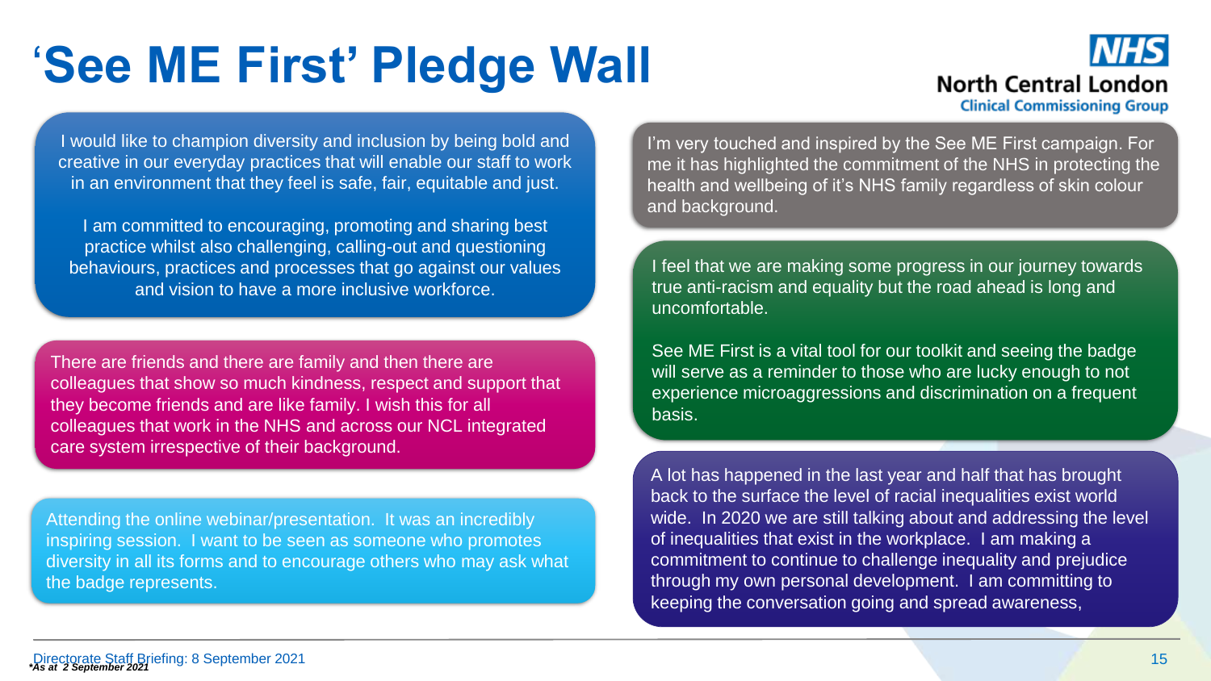# 'See ME First' Pledge Wall

NHS North Central London Clinical Commissioning Group

I would like to champion diversity and inclusion by being bold and creative in our everyday practices that will enable our staff to work in an environment that they feel is safe, fair, equitable and just.

I am committed to encouraging, promoting and sharing best practice whilst also challenging, calling-out and questioning behaviours, practices and processes that go against our values and vision to have a more inclusive workforce.

There are friends and there are family and then there are colleagues that show so much kindness, respect and support that they become friends and are like family. I wish this for all colleagues that work in the NHS and across our NCL integrated care system irrespective of their background.

Attending the online webinar/presentation. It was an incredibly inspiring session. I want to be seen as someone who promotes diversity in all its forms and to encourage others who may ask what the badge represents.

I'm very touched and inspired by the See ME First campaign. For me it has highlighted the commitment of the NHS in protecting the health and wellbeing of it's NHS family regardless of skin colour and background.

I feel that we are making some progress in our journey towards true anti-racism and equality but the road ahead is long and uncomfortable.

See ME First is a vital tool for our toolkit and seeing the badge will serve as a reminder to those who are lucky enough to not experience microaggressions and discrimination on a frequent basis.

A lot has happened in the last year and half that has brought back to the surface the level of racial inequalities exist world wide. In 2020 we are still talking about and addressing the level of inequalities that exist in the workplace. I am making a commitment to continue to challenge inequality and prejudice through my own personal development. I am committing to keeping the conversation going and spread awareness,

*\*As at 2 September 2021*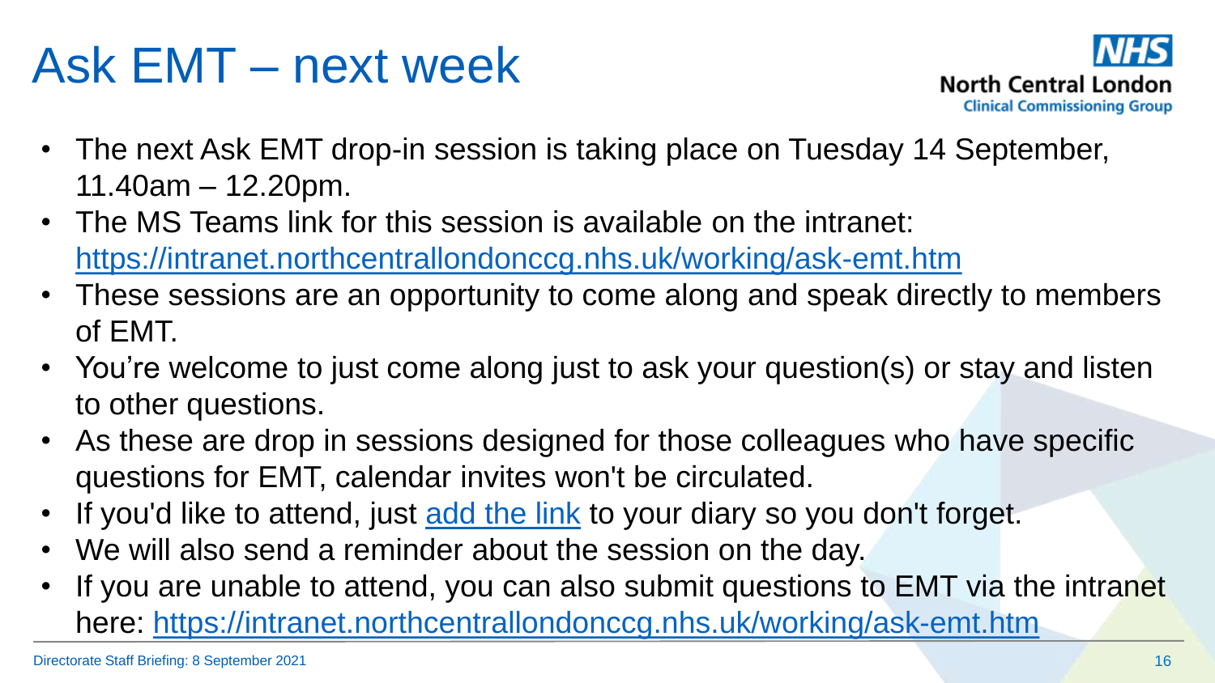# Ask EMT – next week

- The next Ask EMT drop-in session is taking place on Tuesday 14 September, 11.40am – 12.20pm.
- The MS Teams link for this session is available on the intranet: https://intranet.northcentrallondonccg.nhs.uk/working/ask-emt.htm
- These sessions are an opportunity to come along and speak directly to members of EMT.
- You're welcome to just come along just to ask your question(s) or stay and listen to other questions.
- As these are drop in sessions designed for those colleagues who have specific questions for EMT, calendar invites won't be circulated.
- If you'd like to attend, just add the link to your diary so you don't forget.
- We will also send a reminder about the session on the day.
- If you are unable to attend, you can also submit questions to EMT via the intranet here: https://intranet.northcentrallondonccg.nhs.uk/working/ask-emt.htm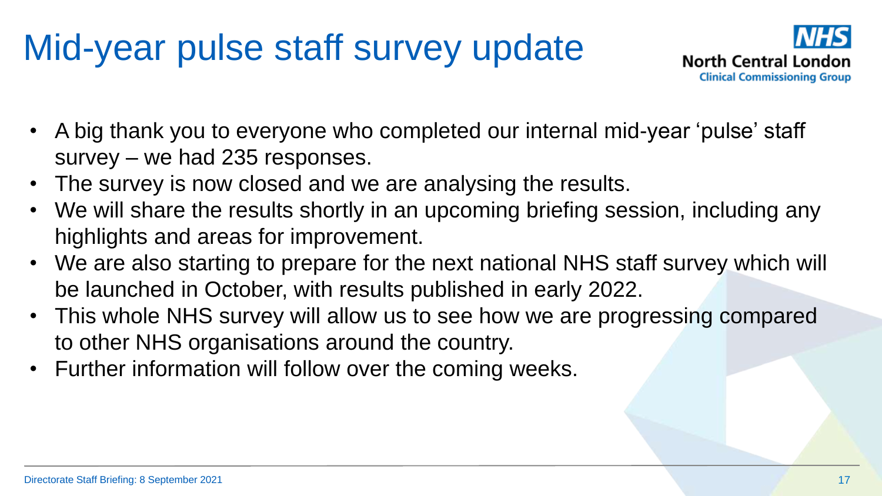# Mid-year pulse staff survey update

- A big thank you to everyone who completed our internal mid-year 'pulse' staff survey – we had 235 responses.
- The survey is now closed and we are analysing the results.
- We will share the results shortly in an upcoming briefing session, including any highlights and areas for improvement.
- We are also starting to prepare for the next national NHS staff survey which will be launched in October, with results published in early 2022.
- This whole NHS survey will allow us to see how we are progressing compared to other NHS organisations around the country.
- Further information will follow over the coming weeks.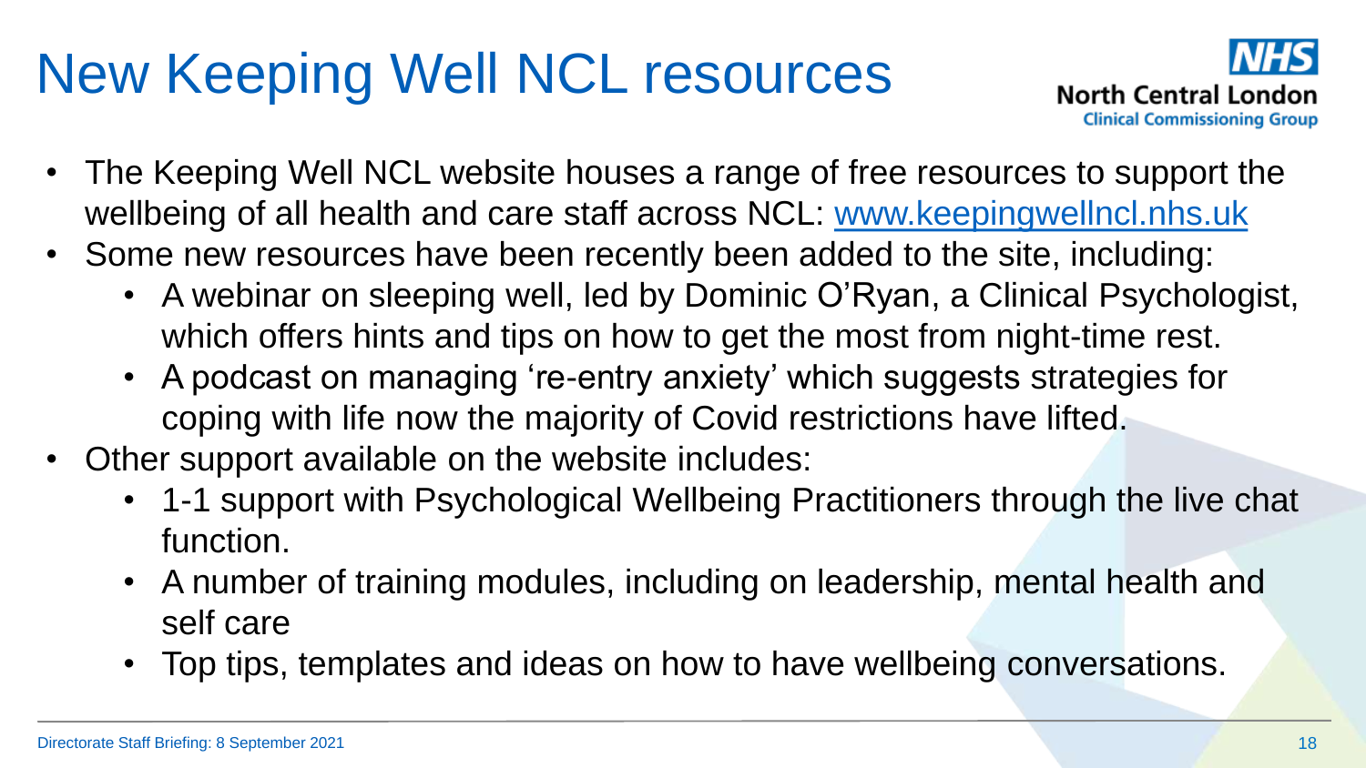# New Keeping Well NCL resources

NHS North Central London Clinical Commissioning Group

- The Keeping Well NCL website houses a range of free resources to support the wellbeing of all health and care staff across NCL: [www.keepingwellncl.nhs.uk](http://www.keepingwellncl.nhs.uk)
- Some new resources have been recently been added to the site, including:
  - A webinar on sleeping well, led by Dominic O'Ryan, a Clinical Psychologist, which offers hints and tips on how to get the most from night-time rest.
  - A podcast on managing 're-entry anxiety' which suggests strategies for coping with life now the majority of Covid restrictions have lifted.
- Other support available on the website includes:
  - 1-1 support with Psychological Wellbeing Practitioners through the live chat function.
  - A number of training modules, including on leadership, mental health and self care
  - Top tips, templates and ideas on how to have wellbeing conversations.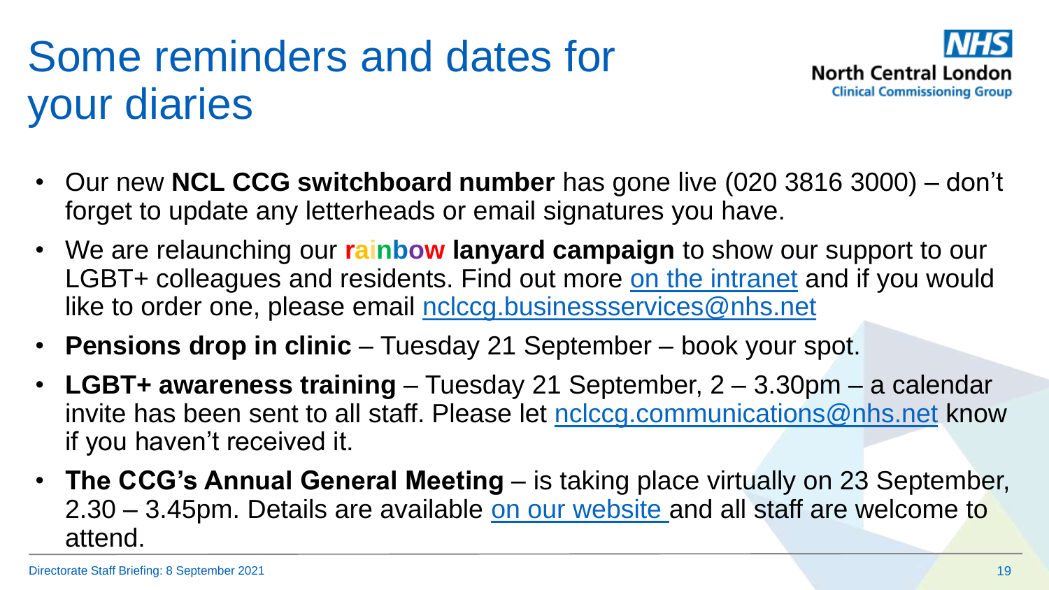# Some reminders and dates for your diaries

- Our new **NCL CCG switchboard number** has gone live (020 3816 3000) – don't forget to update any letterheads or email signatures you have.
- We are relaunching our **rainbow lanyard campaign** to show our support to our LGBT+ colleagues and residents. Find out more on the intranet and if you would like to order one, please email nclccg.businessservices@nhs.net
- **Pensions drop in clinic** – Tuesday 21 September – book your spot.
- **LGBT+ awareness training** – Tuesday 21 September, 2 – 3.30pm – a calendar invite has been sent to all staff. Please let nclccg.communications@nhs.net know if you haven't received it.
- **The CCG's Annual General Meeting** – is taking place virtually on 23 September, 2.30 – 3.45pm. Details are available on our website and all staff are welcome to attend.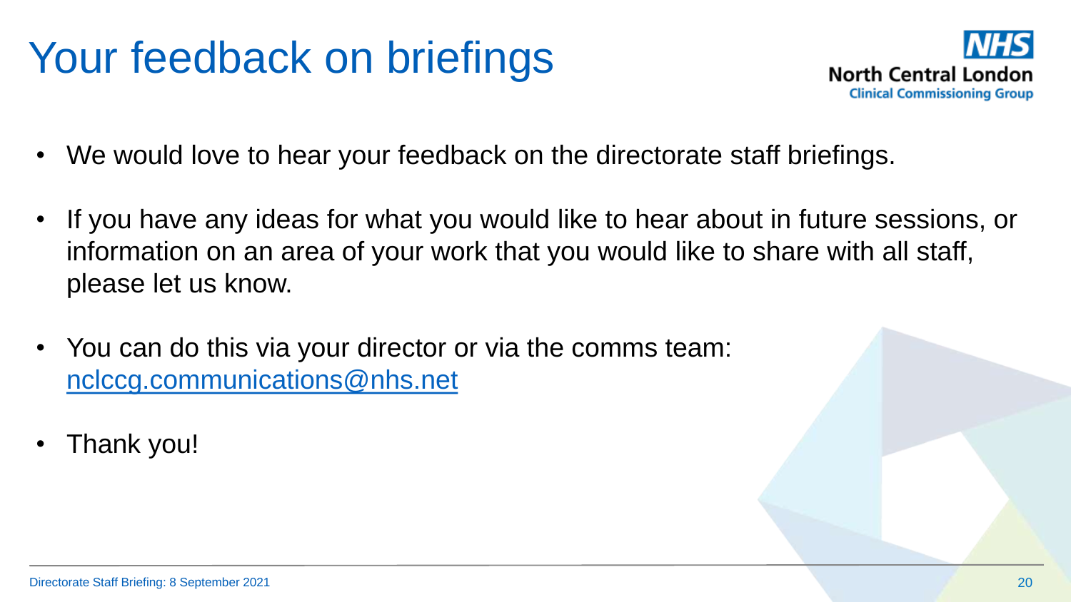# Your feedback on briefings

NHS North Central London Clinical Commissioning Group

- We would love to hear your feedback on the directorate staff briefings.
- If you have any ideas for what you would like to hear about in future sessions, or information on an area of your work that you would like to share with all staff, please let us know.
- You can do this via your director or via the comms team: nclccg.communications@nhs.net
- Thank you!